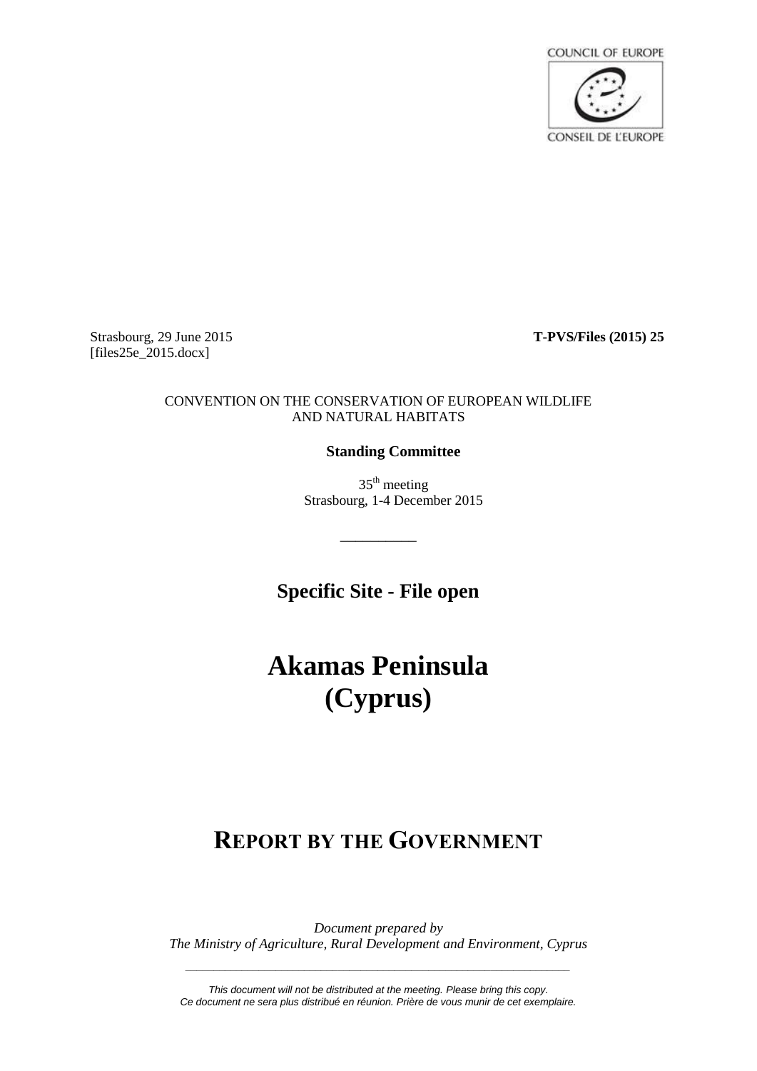COUNCIL OF EUROPE

CONSEIL DE L'EUROPE

Strasbourg, 29 June 2015
[files25e_2015.docx]

**T-PVS/Files (2015) 25**

CONVENTION ON THE CONSERVATION OF EUROPEAN WILDLIFE AND NATURAL HABITATS

**Standing Committee**

35th meeting
Strasbourg, 1-4 December 2015

__________

## Specific Site - File open

# Akamas Peninsula (Cyprus)

## REPORT BY THE GOVERNMENT

*Document prepared by*
*The Ministry of Agriculture, Rural Development and Environment, Cyprus*

*This document will not be distributed at the meeting. Please bring this copy.*
*Ce document ne sera plus distribué en réunion. Prière de vous munir de cet exemplaire.*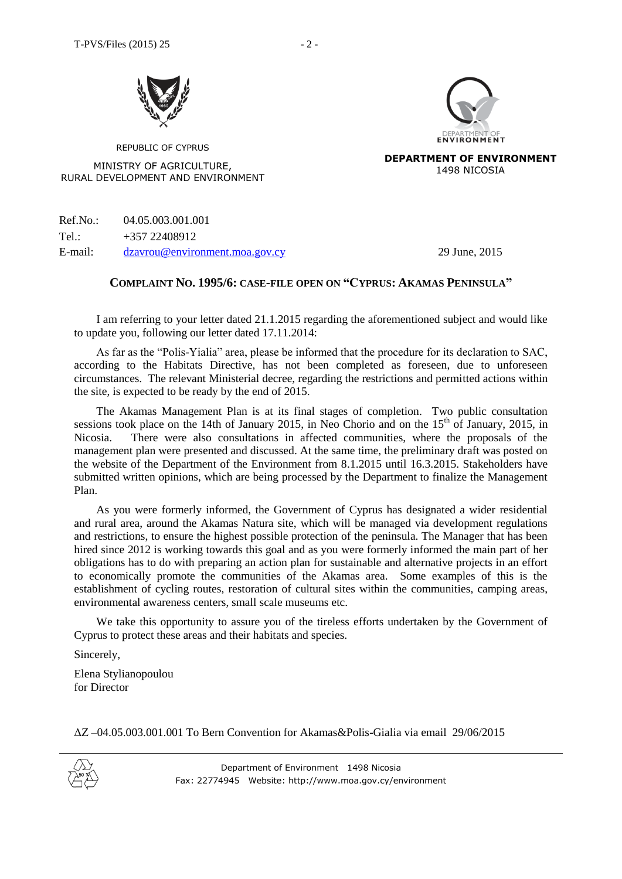REPUBLIC OF CYPRUS

MINISTRY OF AGRICULTURE,
RURAL DEVELOPMENT AND ENVIRONMENT

**DEPARTMENT OF ENVIRONMENT**
1498 NICOSIA

Ref.No.: 04.05.003.001.001
Tel.: +357 22408912
E-mail: dzavrou@environment.moa.gov.cy

29 June, 2015

**COMPLAINT NO. 1995/6: CASE-FILE OPEN ON "CYPRUS: AKAMAS PENINSULA"**

I am referring to your letter dated 21.1.2015 regarding the aforementioned subject and would like to update you, following our letter dated 17.11.2014:

As far as the "Polis-Yialia" area, please be informed that the procedure for its declaration to SAC, according to the Habitats Directive, has not been completed as foreseen, due to unforeseen circumstances. The relevant Ministerial decree, regarding the restrictions and permitted actions within the site, is expected to be ready by the end of 2015.

The Akamas Management Plan is at its final stages of completion. Two public consultation sessions took place on the 14th of January 2015, in Neo Chorio and on the 15th of January, 2015, in Nicosia. There were also consultations in affected communities, where the proposals of the management plan were presented and discussed. At the same time, the preliminary draft was posted on the website of the Department of the Environment from 8.1.2015 until 16.3.2015. Stakeholders have submitted written opinions, which are being processed by the Department to finalize the Management Plan.

As you were formerly informed, the Government of Cyprus has designated a wider residential and rural area, around the Akamas Natura site, which will be managed via development regulations and restrictions, to ensure the highest possible protection of the peninsula. The Manager that has been hired since 2012 is working towards this goal and as you were formerly informed the main part of her obligations has to do with preparing an action plan for sustainable and alternative projects in an effort to economically promote the communities of the Akamas area. Some examples of this is the establishment of cycling routes, restoration of cultural sites within the communities, camping areas, environmental awareness centers, small scale museums etc.

We take this opportunity to assure you of the tireless efforts undertaken by the Government of Cyprus to protect these areas and their habitats and species.

Sincerely,

Elena Stylianopoulou
for Director

ΔΖ –04.05.003.001.001 To Bern Convention for Akamas&Polis-Gialia via email 29/06/2015

Department of Environment 1498 Nicosia
Fax: 22774945 Website: http://www.moa.gov.cy/environment